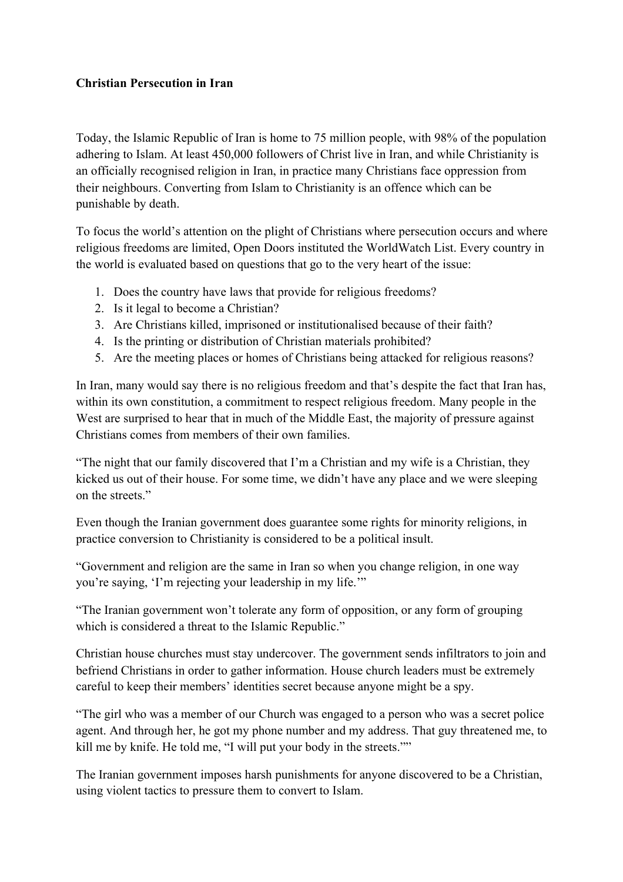**Christian Persecution in Iran**

Today, the Islamic Republic of Iran is home to 75 million people, with 98% of the population adhering to Islam. At least 450,000 followers of Christ live in Iran, and while Christianity is an officially recognised religion in Iran, in practice many Christians face oppression from their neighbours. Converting from Islam to Christianity is an offence which can be punishable by death.

To focus the world's attention on the plight of Christians where persecution occurs and where religious freedoms are limited, Open Doors instituted the WorldWatch List. Every country in the world is evaluated based on questions that go to the very heart of the issue:

1. Does the country have laws that provide for religious freedoms?
2. Is it legal to become a Christian?
3. Are Christians killed, imprisoned or institutionalised because of their faith?
4. Is the printing or distribution of Christian materials prohibited?
5. Are the meeting places or homes of Christians being attacked for religious reasons?

In Iran, many would say there is no religious freedom and that's despite the fact that Iran has, within its own constitution, a commitment to respect religious freedom. Many people in the West are surprised to hear that in much of the Middle East, the majority of pressure against Christians comes from members of their own families.

"The night that our family discovered that I'm a Christian and my wife is a Christian, they kicked us out of their house. For some time, we didn't have any place and we were sleeping on the streets."

Even though the Iranian government does guarantee some rights for minority religions, in practice conversion to Christianity is considered to be a political insult.

"Government and religion are the same in Iran so when you change religion, in one way you're saying, 'I'm rejecting your leadership in my life.'"

"The Iranian government won't tolerate any form of opposition, or any form of grouping which is considered a threat to the Islamic Republic."

Christian house churches must stay undercover. The government sends infiltrators to join and befriend Christians in order to gather information. House church leaders must be extremely careful to keep their members' identities secret because anyone might be a spy.

"The girl who was a member of our Church was engaged to a person who was a secret police agent. And through her, he got my phone number and my address. That guy threatened me, to kill me by knife. He told me, "I will put your body in the streets.""

The Iranian government imposes harsh punishments for anyone discovered to be a Christian, using violent tactics to pressure them to convert to Islam.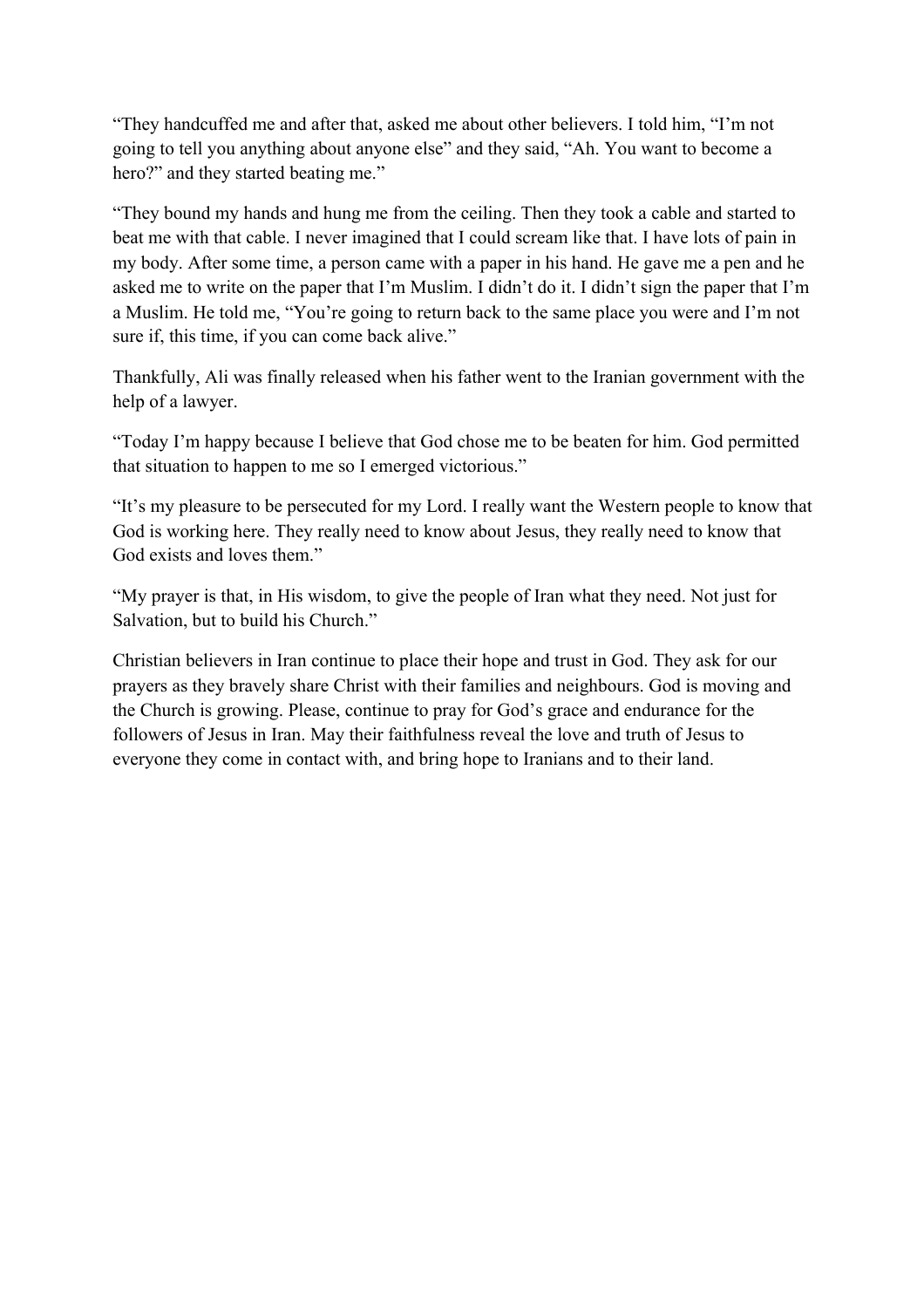“They handcuffed me and after that, asked me about other believers. I told him, “I’m not going to tell you anything about anyone else” and they said, “Ah. You want to become a hero?” and they started beating me.”

“They bound my hands and hung me from the ceiling. Then they took a cable and started to beat me with that cable. I never imagined that I could scream like that. I have lots of pain in my body. After some time, a person came with a paper in his hand. He gave me a pen and he asked me to write on the paper that I’m Muslim. I didn’t do it. I didn’t sign the paper that I’m a Muslim. He told me, “You’re going to return back to the same place you were and I’m not sure if, this time, if you can come back alive.”

Thankfully, Ali was finally released when his father went to the Iranian government with the help of a lawyer.

“Today I’m happy because I believe that God chose me to be beaten for him. God permitted that situation to happen to me so I emerged victorious.”

“It’s my pleasure to be persecuted for my Lord. I really want the Western people to know that God is working here. They really need to know about Jesus, they really need to know that God exists and loves them.”

“My prayer is that, in His wisdom, to give the people of Iran what they need. Not just for Salvation, but to build his Church.”

Christian believers in Iran continue to place their hope and trust in God. They ask for our prayers as they bravely share Christ with their families and neighbours. God is moving and the Church is growing. Please, continue to pray for God’s grace and endurance for the followers of Jesus in Iran. May their faithfulness reveal the love and truth of Jesus to everyone they come in contact with, and bring hope to Iranians and to their land.